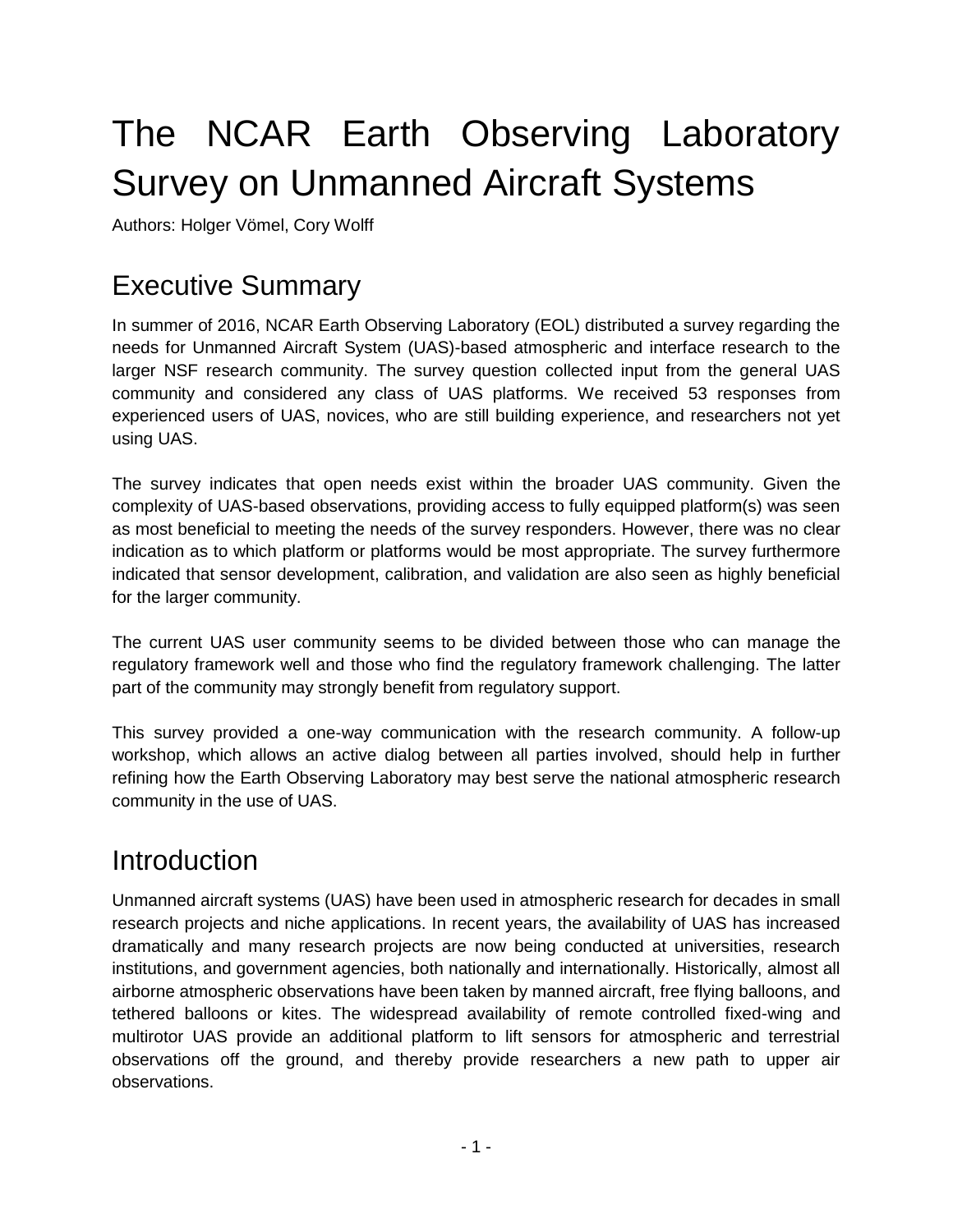# The NCAR Earth Observing Laboratory Survey on Unmanned Aircraft Systems

Authors: Holger Vömel, Cory Wolff

## Executive Summary

In summer of 2016, NCAR Earth Observing Laboratory (EOL) distributed a survey regarding the needs for Unmanned Aircraft System (UAS)-based atmospheric and interface research to the larger NSF research community. The survey question collected input from the general UAS community and considered any class of UAS platforms. We received 53 responses from experienced users of UAS, novices, who are still building experience, and researchers not yet using UAS.

The survey indicates that open needs exist within the broader UAS community. Given the complexity of UAS-based observations, providing access to fully equipped platform(s) was seen as most beneficial to meeting the needs of the survey responders. However, there was no clear indication as to which platform or platforms would be most appropriate. The survey furthermore indicated that sensor development, calibration, and validation are also seen as highly beneficial for the larger community.

The current UAS user community seems to be divided between those who can manage the regulatory framework well and those who find the regulatory framework challenging. The latter part of the community may strongly benefit from regulatory support.

This survey provided a one-way communication with the research community. A follow-up workshop, which allows an active dialog between all parties involved, should help in further refining how the Earth Observing Laboratory may best serve the national atmospheric research community in the use of UAS.

## Introduction

Unmanned aircraft systems (UAS) have been used in atmospheric research for decades in small research projects and niche applications. In recent years, the availability of UAS has increased dramatically and many research projects are now being conducted at universities, research institutions, and government agencies, both nationally and internationally. Historically, almost all airborne atmospheric observations have been taken by manned aircraft, free flying balloons, and tethered balloons or kites. The widespread availability of remote controlled fixed-wing and multirotor UAS provide an additional platform to lift sensors for atmospheric and terrestrial observations off the ground, and thereby provide researchers a new path to upper air observations.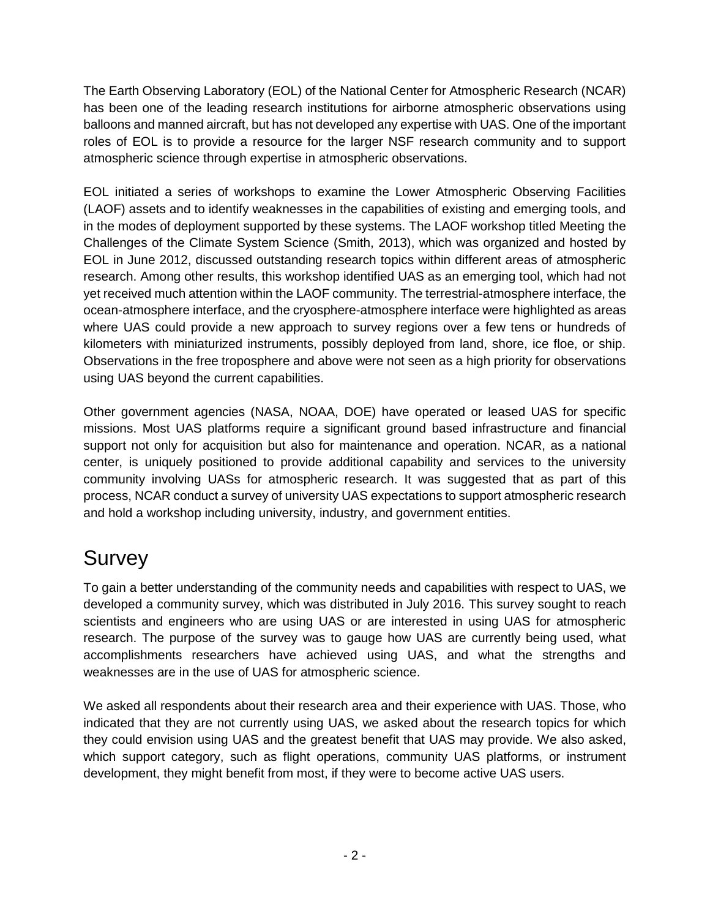The Earth Observing Laboratory (EOL) of the National Center for Atmospheric Research (NCAR) has been one of the leading research institutions for airborne atmospheric observations using balloons and manned aircraft, but has not developed any expertise with UAS. One of the important roles of EOL is to provide a resource for the larger NSF research community and to support atmospheric science through expertise in atmospheric observations.

EOL initiated a series of workshops to examine the Lower Atmospheric Observing Facilities (LAOF) assets and to identify weaknesses in the capabilities of existing and emerging tools, and in the modes of deployment supported by these systems. The LAOF workshop titled Meeting the Challenges of the Climate System Science (Smith, 2013), which was organized and hosted by EOL in June 2012, discussed outstanding research topics within different areas of atmospheric research. Among other results, this workshop identified UAS as an emerging tool, which had not yet received much attention within the LAOF community. The terrestrial-atmosphere interface, the ocean-atmosphere interface, and the cryosphere-atmosphere interface were highlighted as areas where UAS could provide a new approach to survey regions over a few tens or hundreds of kilometers with miniaturized instruments, possibly deployed from land, shore, ice floe, or ship. Observations in the free troposphere and above were not seen as a high priority for observations using UAS beyond the current capabilities.

Other government agencies (NASA, NOAA, DOE) have operated or leased UAS for specific missions. Most UAS platforms require a significant ground based infrastructure and financial support not only for acquisition but also for maintenance and operation. NCAR, as a national center, is uniquely positioned to provide additional capability and services to the university community involving UASs for atmospheric research. It was suggested that as part of this process, NCAR conduct a survey of university UAS expectations to support atmospheric research and hold a workshop including university, industry, and government entities.

# Survey

To gain a better understanding of the community needs and capabilities with respect to UAS, we developed a community survey, which was distributed in July 2016. This survey sought to reach scientists and engineers who are using UAS or are interested in using UAS for atmospheric research. The purpose of the survey was to gauge how UAS are currently being used, what accomplishments researchers have achieved using UAS, and what the strengths and weaknesses are in the use of UAS for atmospheric science.

We asked all respondents about their research area and their experience with UAS. Those, who indicated that they are not currently using UAS, we asked about the research topics for which they could envision using UAS and the greatest benefit that UAS may provide. We also asked, which support category, such as flight operations, community UAS platforms, or instrument development, they might benefit from most, if they were to become active UAS users.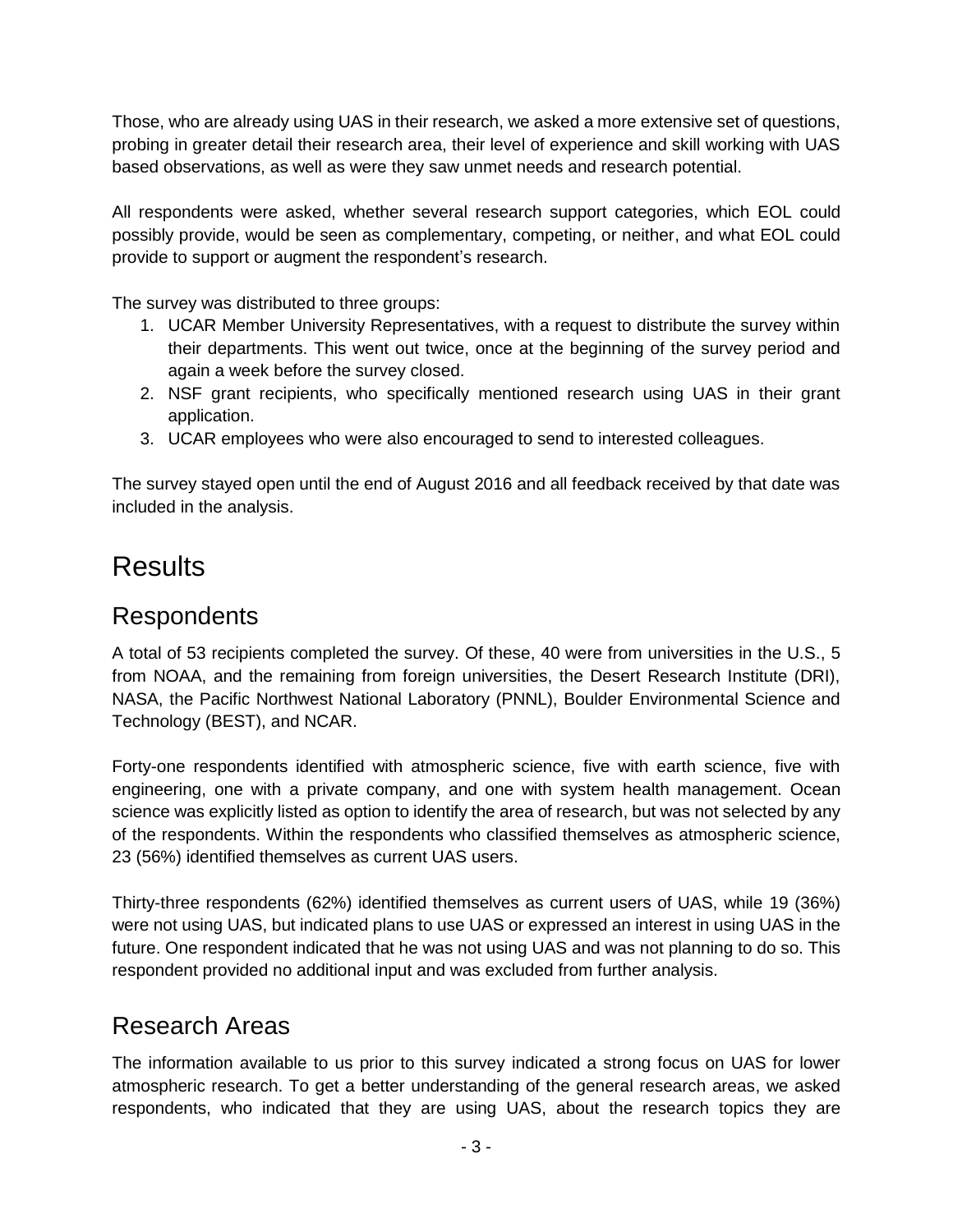Those, who are already using UAS in their research, we asked a more extensive set of questions, probing in greater detail their research area, their level of experience and skill working with UAS based observations, as well as were they saw unmet needs and research potential.

All respondents were asked, whether several research support categories, which EOL could possibly provide, would be seen as complementary, competing, or neither, and what EOL could provide to support or augment the respondent's research.

The survey was distributed to three groups:

1. UCAR Member University Representatives, with a request to distribute the survey within their departments. This went out twice, once at the beginning of the survey period and again a week before the survey closed.
2. NSF grant recipients, who specifically mentioned research using UAS in their grant application.
3. UCAR employees who were also encouraged to send to interested colleagues.

The survey stayed open until the end of August 2016 and all feedback received by that date was included in the analysis.

# Results

## Respondents

A total of 53 recipients completed the survey. Of these, 40 were from universities in the U.S., 5 from NOAA, and the remaining from foreign universities, the Desert Research Institute (DRI), NASA, the Pacific Northwest National Laboratory (PNNL), Boulder Environmental Science and Technology (BEST), and NCAR.

Forty-one respondents identified with atmospheric science, five with earth science, five with engineering, one with a private company, and one with system health management. Ocean science was explicitly listed as option to identify the area of research, but was not selected by any of the respondents. Within the respondents who classified themselves as atmospheric science, 23 (56%) identified themselves as current UAS users.

Thirty-three respondents (62%) identified themselves as current users of UAS, while 19 (36%) were not using UAS, but indicated plans to use UAS or expressed an interest in using UAS in the future. One respondent indicated that he was not using UAS and was not planning to do so. This respondent provided no additional input and was excluded from further analysis.

## Research Areas

The information available to us prior to this survey indicated a strong focus on UAS for lower atmospheric research. To get a better understanding of the general research areas, we asked respondents, who indicated that they are using UAS, about the research topics they are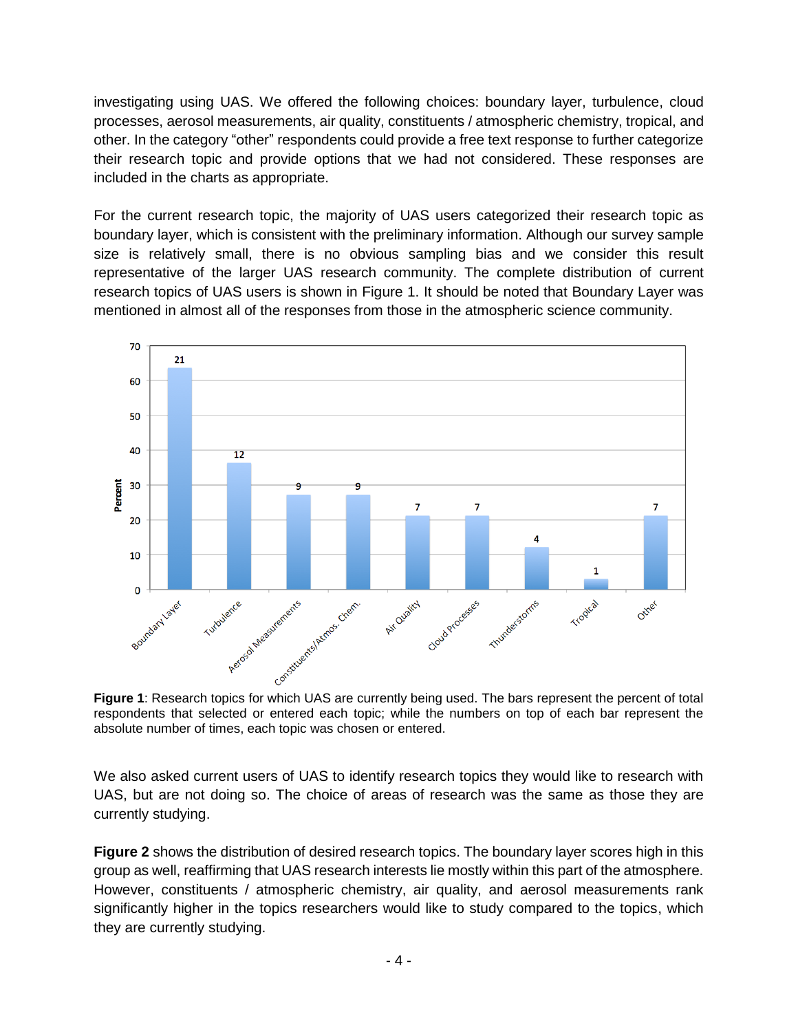investigating using UAS. We offered the following choices: boundary layer, turbulence, cloud processes, aerosol measurements, air quality, constituents / atmospheric chemistry, tropical, and other. In the category “other” respondents could provide a free text response to further categorize their research topic and provide options that we had not considered. These responses are included in the charts as appropriate.

For the current research topic, the majority of UAS users categorized their research topic as boundary layer, which is consistent with the preliminary information. Although our survey sample size is relatively small, there is no obvious sampling bias and we consider this result representative of the larger UAS research community. The complete distribution of current research topics of UAS users is shown in Figure 1. It should be noted that Boundary Layer was mentioned in almost all of the responses from those in the atmospheric science community.

**Figure 1**: Research topics for which UAS are currently being used. The bars represent the percent of total respondents that selected or entered each topic; while the numbers on top of each bar represent the absolute number of times, each topic was chosen or entered.

We also asked current users of UAS to identify research topics they would like to research with UAS, but are not doing so. The choice of areas of research was the same as those they are currently studying.

**Figure 2** shows the distribution of desired research topics. The boundary layer scores high in this group as well, reaffirming that UAS research interests lie mostly within this part of the atmosphere. However, constituents / atmospheric chemistry, air quality, and aerosol measurements rank significantly higher in the topics researchers would like to study compared to the topics, which they are currently studying.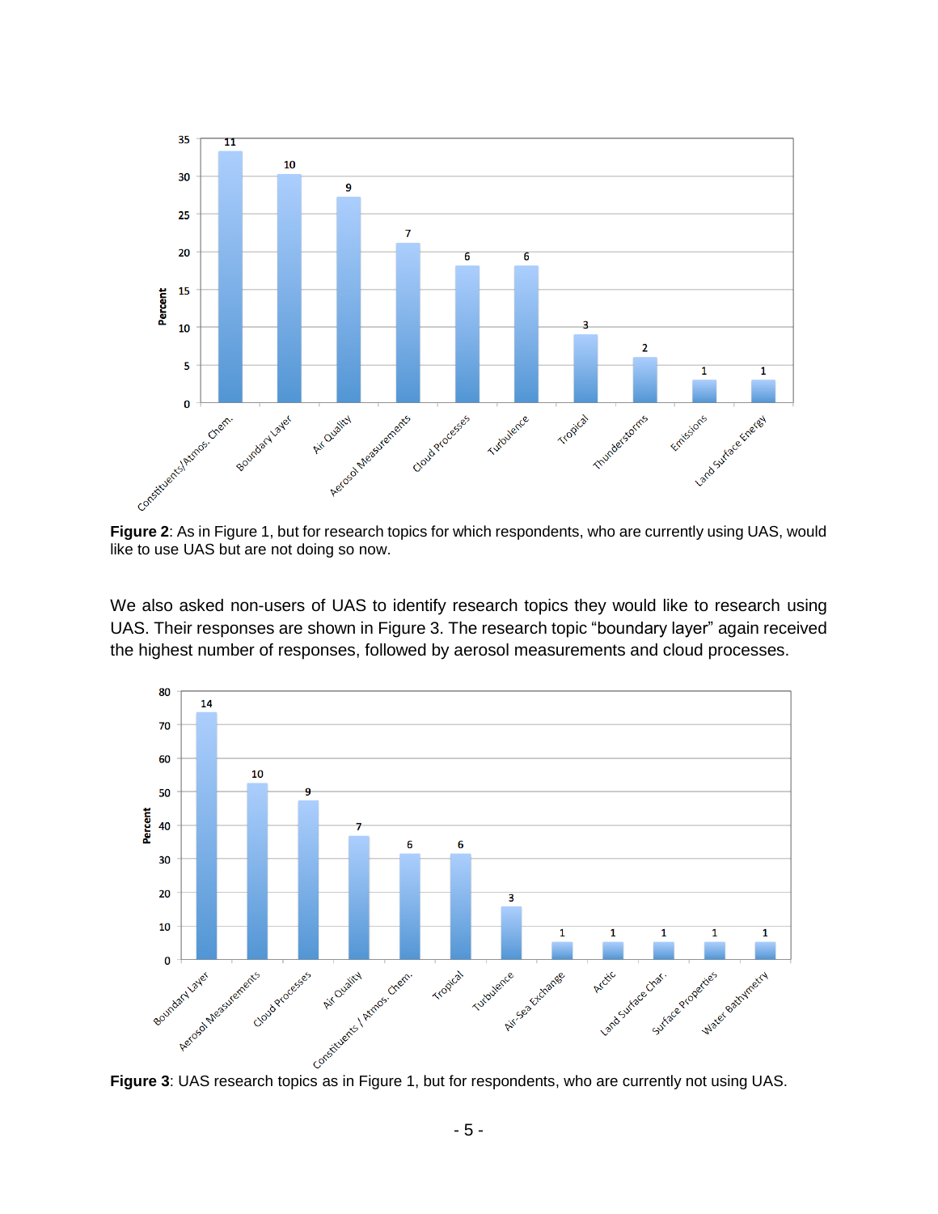**Figure 2**: As in Figure 1, but for research topics for which respondents, who are currently using UAS, would like to use UAS but are not doing so now.

We also asked non-users of UAS to identify research topics they would like to research using UAS. Their responses are shown in Figure 3. The research topic "boundary layer" again received the highest number of responses, followed by aerosol measurements and cloud processes.

**Figure 3**: UAS research topics as in Figure 1, but for respondents, who are currently not using UAS.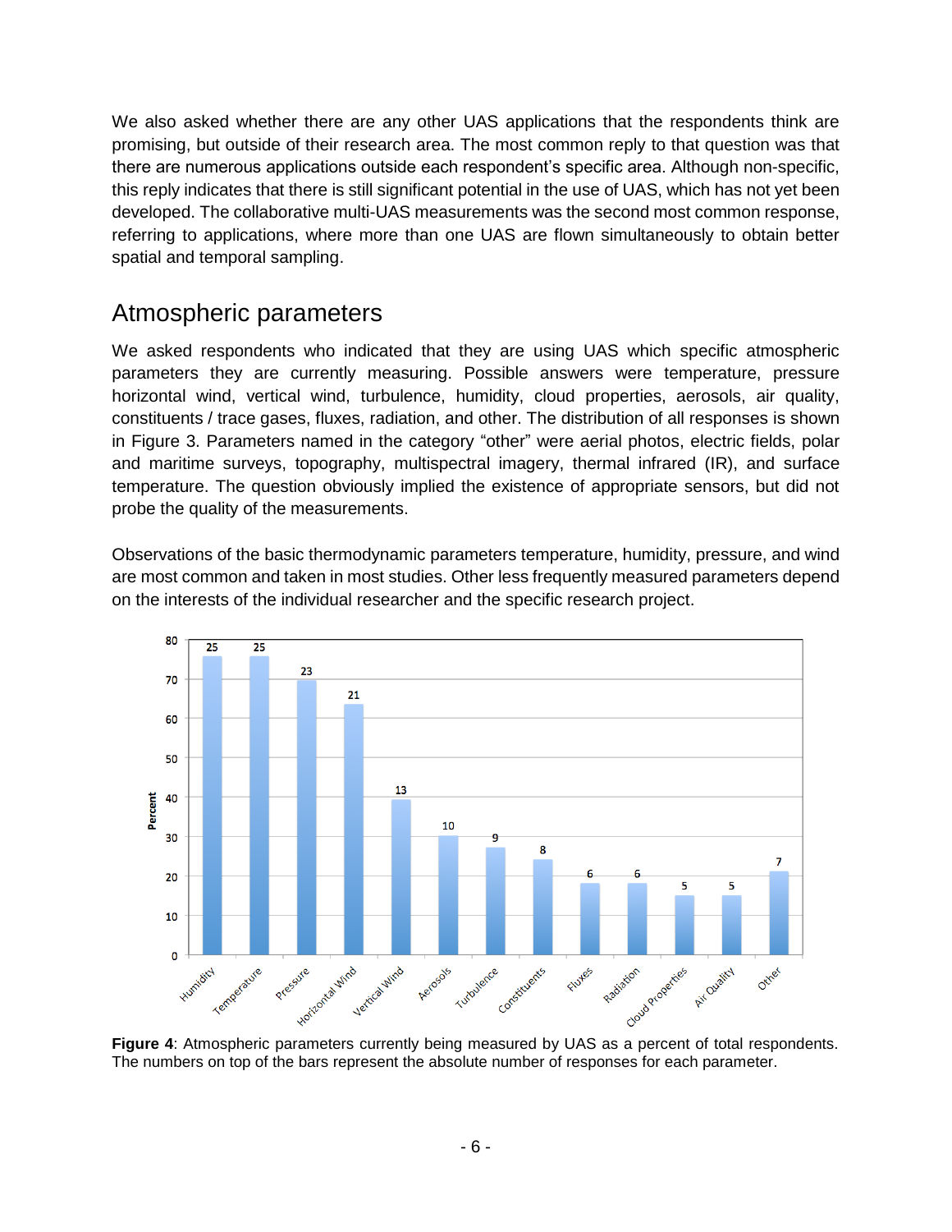We also asked whether there are any other UAS applications that the respondents think are promising, but outside of their research area. The most common reply to that question was that there are numerous applications outside each respondent's specific area. Although non-specific, this reply indicates that there is still significant potential in the use of UAS, which has not yet been developed. The collaborative multi-UAS measurements was the second most common response, referring to applications, where more than one UAS are flown simultaneously to obtain better spatial and temporal sampling.

## Atmospheric parameters

We asked respondents who indicated that they are using UAS which specific atmospheric parameters they are currently measuring. Possible answers were temperature, pressure horizontal wind, vertical wind, turbulence, humidity, cloud properties, aerosols, air quality, constituents / trace gases, fluxes, radiation, and other. The distribution of all responses is shown in Figure 3. Parameters named in the category "other" were aerial photos, electric fields, polar and maritime surveys, topography, multispectral imagery, thermal infrared (IR), and surface temperature. The question obviously implied the existence of appropriate sensors, but did not probe the quality of the measurements.

Observations of the basic thermodynamic parameters temperature, humidity, pressure, and wind are most common and taken in most studies. Other less frequently measured parameters depend on the interests of the individual researcher and the specific research project.

**Figure 4**: Atmospheric parameters currently being measured by UAS as a percent of total respondents. The numbers on top of the bars represent the absolute number of responses for each parameter.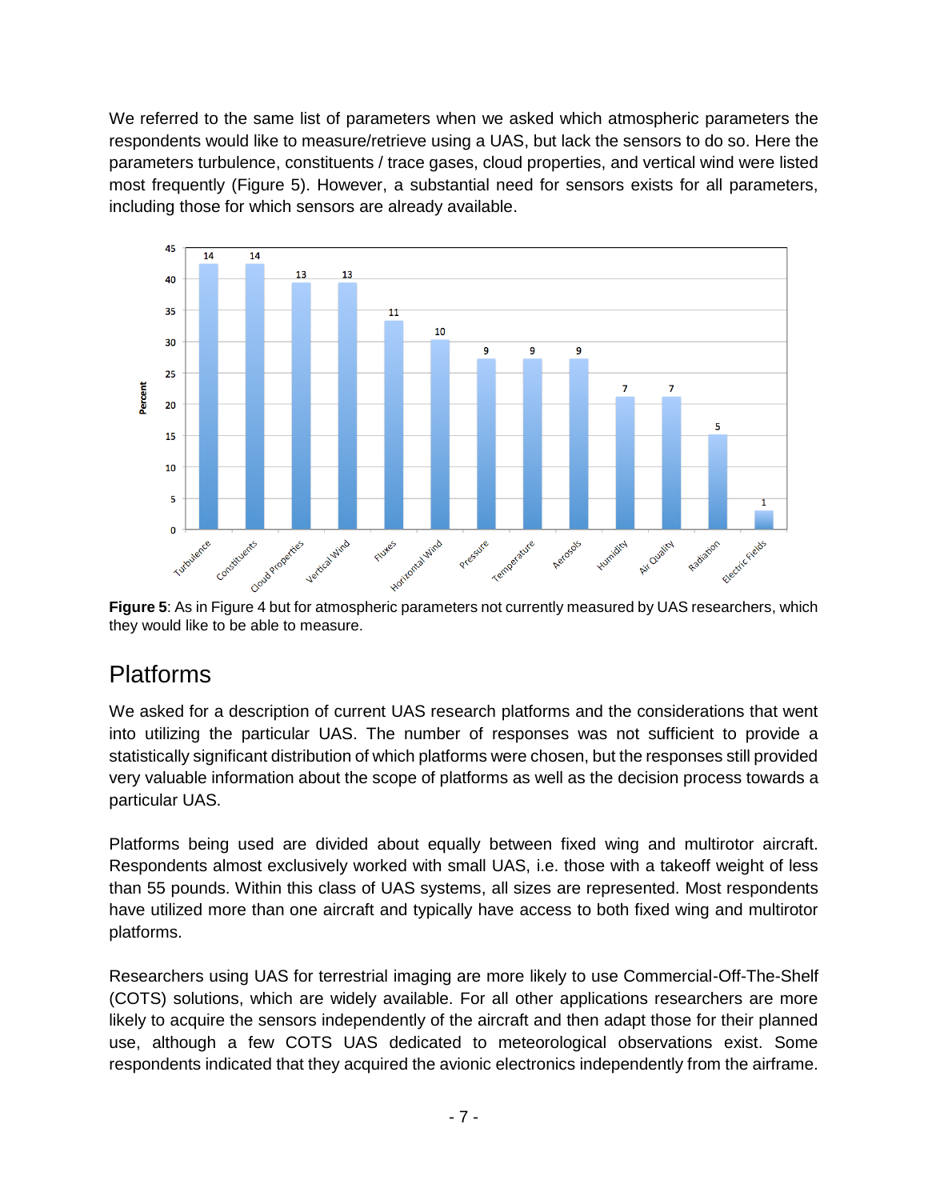We referred to the same list of parameters when we asked which atmospheric parameters the respondents would like to measure/retrieve using a UAS, but lack the sensors to do so. Here the parameters turbulence, constituents / trace gases, cloud properties, and vertical wind were listed most frequently (Figure 5). However, a substantial need for sensors exists for all parameters, including those for which sensors are already available.

**Figure 5**: As in Figure 4 but for atmospheric parameters not currently measured by UAS researchers, which they would like to be able to measure.

## Platforms

We asked for a description of current UAS research platforms and the considerations that went into utilizing the particular UAS. The number of responses was not sufficient to provide a statistically significant distribution of which platforms were chosen, but the responses still provided very valuable information about the scope of platforms as well as the decision process towards a particular UAS.

Platforms being used are divided about equally between fixed wing and multirotor aircraft. Respondents almost exclusively worked with small UAS, i.e. those with a takeoff weight of less than 55 pounds. Within this class of UAS systems, all sizes are represented. Most respondents have utilized more than one aircraft and typically have access to both fixed wing and multirotor platforms.

Researchers using UAS for terrestrial imaging are more likely to use Commercial-Off-The-Shelf (COTS) solutions, which are widely available. For all other applications researchers are more likely to acquire the sensors independently of the aircraft and then adapt those for their planned use, although a few COTS UAS dedicated to meteorological observations exist. Some respondents indicated that they acquired the avionic electronics independently from the airframe.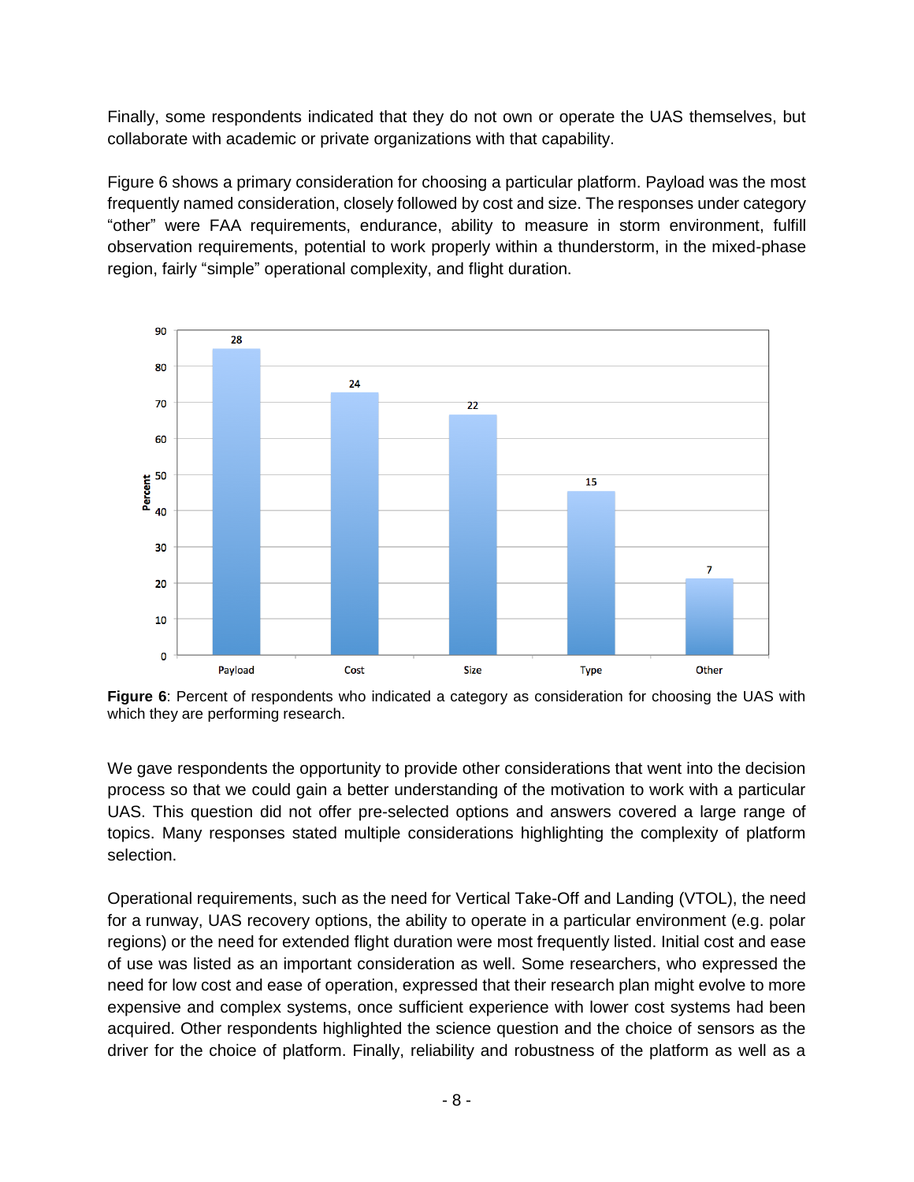Finally, some respondents indicated that they do not own or operate the UAS themselves, but collaborate with academic or private organizations with that capability.

Figure 6 shows a primary consideration for choosing a particular platform. Payload was the most frequently named consideration, closely followed by cost and size. The responses under category "other" were FAA requirements, endurance, ability to measure in storm environment, fulfill observation requirements, potential to work properly within a thunderstorm, in the mixed-phase region, fairly "simple" operational complexity, and flight duration.

**Figure 6**: Percent of respondents who indicated a category as consideration for choosing the UAS with which they are performing research.

We gave respondents the opportunity to provide other considerations that went into the decision process so that we could gain a better understanding of the motivation to work with a particular UAS. This question did not offer pre-selected options and answers covered a large range of topics. Many responses stated multiple considerations highlighting the complexity of platform selection.

Operational requirements, such as the need for Vertical Take-Off and Landing (VTOL), the need for a runway, UAS recovery options, the ability to operate in a particular environment (e.g. polar regions) or the need for extended flight duration were most frequently listed. Initial cost and ease of use was listed as an important consideration as well. Some researchers, who expressed the need for low cost and ease of operation, expressed that their research plan might evolve to more expensive and complex systems, once sufficient experience with lower cost systems had been acquired. Other respondents highlighted the science question and the choice of sensors as the driver for the choice of platform. Finally, reliability and robustness of the platform as well as a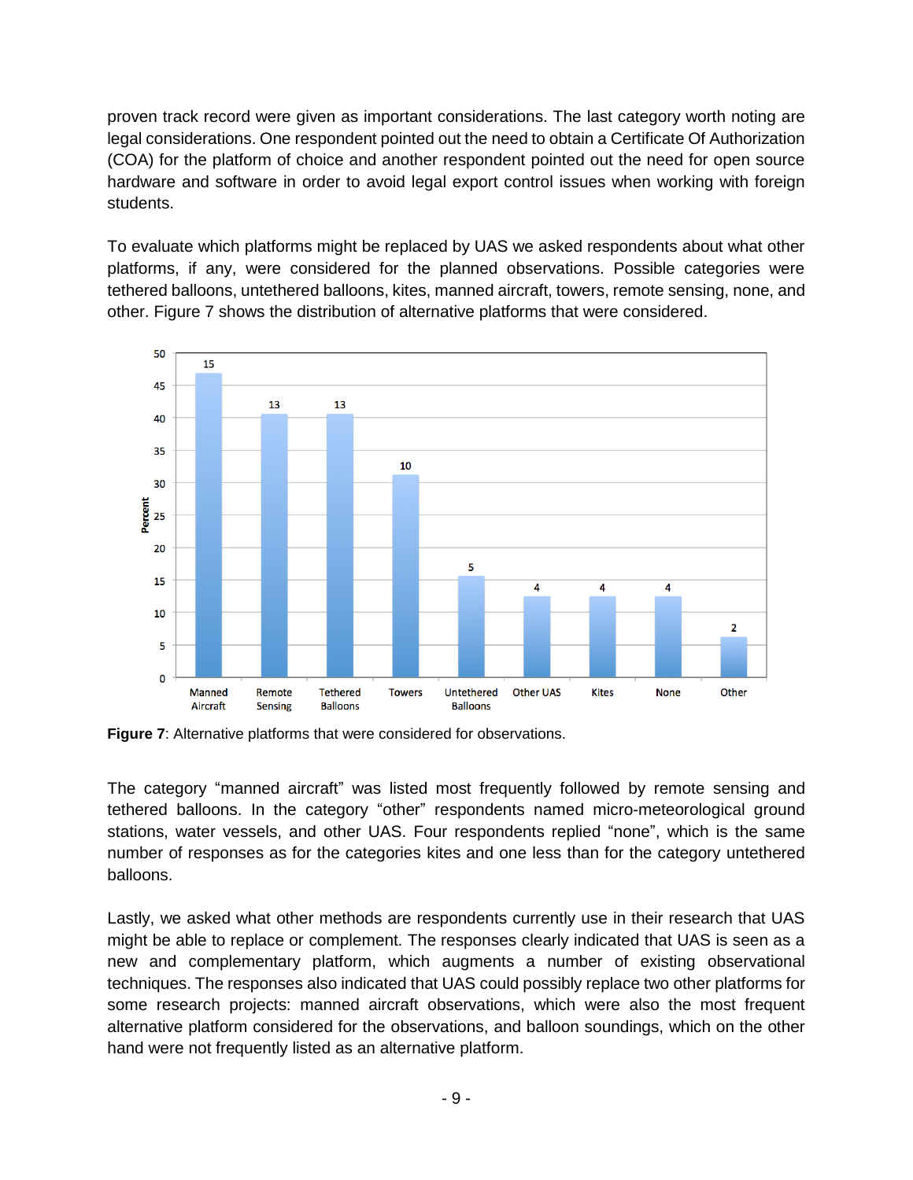proven track record were given as important considerations. The last category worth noting are legal considerations. One respondent pointed out the need to obtain a Certificate Of Authorization (COA) for the platform of choice and another respondent pointed out the need for open source hardware and software in order to avoid legal export control issues when working with foreign students.

To evaluate which platforms might be replaced by UAS we asked respondents about what other platforms, if any, were considered for the planned observations. Possible categories were tethered balloons, untethered balloons, kites, manned aircraft, towers, remote sensing, none, and other. Figure 7 shows the distribution of alternative platforms that were considered.

**Figure 7**: Alternative platforms that were considered for observations.

The category "manned aircraft" was listed most frequently followed by remote sensing and tethered balloons. In the category "other" respondents named micro-meteorological ground stations, water vessels, and other UAS. Four respondents replied "none", which is the same number of responses as for the categories kites and one less than for the category untethered balloons.

Lastly, we asked what other methods are respondents currently use in their research that UAS might be able to replace or complement. The responses clearly indicated that UAS is seen as a new and complementary platform, which augments a number of existing observational techniques. The responses also indicated that UAS could possibly replace two other platforms for some research projects: manned aircraft observations, which were also the most frequent alternative platform considered for the observations, and balloon soundings, which on the other hand were not frequently listed as an alternative platform.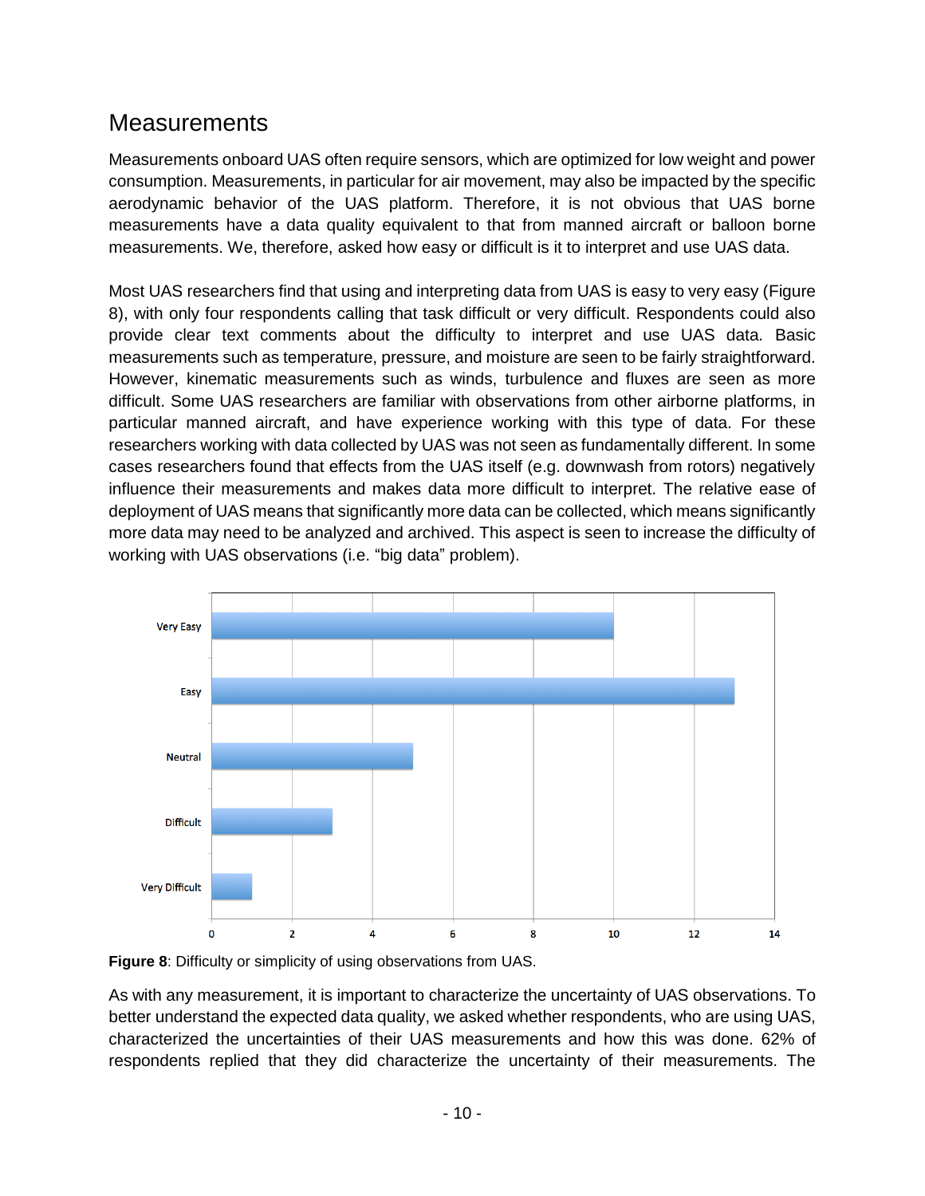## Measurements

Measurements onboard UAS often require sensors, which are optimized for low weight and power consumption. Measurements, in particular for air movement, may also be impacted by the specific aerodynamic behavior of the UAS platform. Therefore, it is not obvious that UAS borne measurements have a data quality equivalent to that from manned aircraft or balloon borne measurements. We, therefore, asked how easy or difficult is it to interpret and use UAS data.

Most UAS researchers find that using and interpreting data from UAS is easy to very easy (Figure 8), with only four respondents calling that task difficult or very difficult. Respondents could also provide clear text comments about the difficulty to interpret and use UAS data. Basic measurements such as temperature, pressure, and moisture are seen to be fairly straightforward. However, kinematic measurements such as winds, turbulence and fluxes are seen as more difficult. Some UAS researchers are familiar with observations from other airborne platforms, in particular manned aircraft, and have experience working with this type of data. For these researchers working with data collected by UAS was not seen as fundamentally different. In some cases researchers found that effects from the UAS itself (e.g. downwash from rotors) negatively influence their measurements and makes data more difficult to interpret. The relative ease of deployment of UAS means that significantly more data can be collected, which means significantly more data may need to be analyzed and archived. This aspect is seen to increase the difficulty of working with UAS observations (i.e. "big data" problem).

**Figure 8**: Difficulty or simplicity of using observations from UAS.

As with any measurement, it is important to characterize the uncertainty of UAS observations. To better understand the expected data quality, we asked whether respondents, who are using UAS, characterized the uncertainties of their UAS measurements and how this was done. 62% of respondents replied that they did characterize the uncertainty of their measurements. The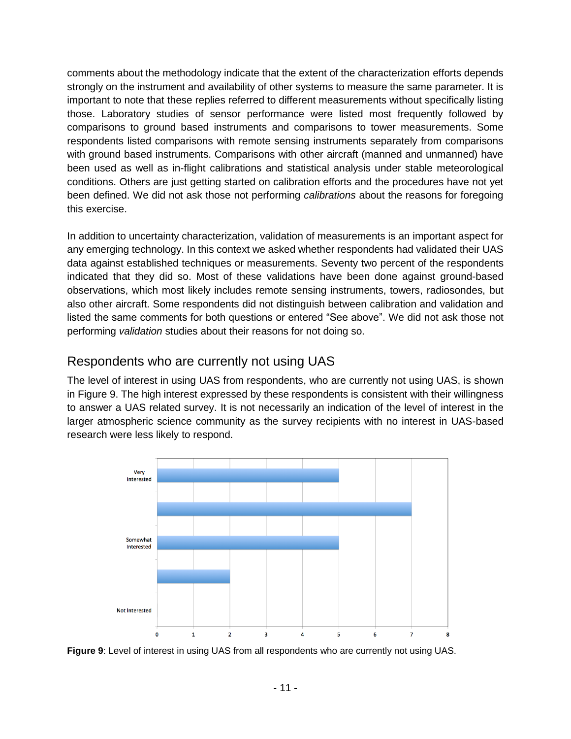comments about the methodology indicate that the extent of the characterization efforts depends strongly on the instrument and availability of other systems to measure the same parameter. It is important to note that these replies referred to different measurements without specifically listing those. Laboratory studies of sensor performance were listed most frequently followed by comparisons to ground based instruments and comparisons to tower measurements. Some respondents listed comparisons with remote sensing instruments separately from comparisons with ground based instruments. Comparisons with other aircraft (manned and unmanned) have been used as well as in-flight calibrations and statistical analysis under stable meteorological conditions. Others are just getting started on calibration efforts and the procedures have not yet been defined. We did not ask those not performing *calibrations* about the reasons for foregoing this exercise.

In addition to uncertainty characterization, validation of measurements is an important aspect for any emerging technology. In this context we asked whether respondents had validated their UAS data against established techniques or measurements. Seventy two percent of the respondents indicated that they did so. Most of these validations have been done against ground-based observations, which most likely includes remote sensing instruments, towers, radiosondes, but also other aircraft. Some respondents did not distinguish between calibration and validation and listed the same comments for both questions or entered "See above". We did not ask those not performing *validation* studies about their reasons for not doing so.

## Respondents who are currently not using UAS

The level of interest in using UAS from respondents, who are currently not using UAS, is shown in Figure 9. The high interest expressed by these respondents is consistent with their willingness to answer a UAS related survey. It is not necessarily an indication of the level of interest in the larger atmospheric science community as the survey recipients with no interest in UAS-based research were less likely to respond.

| Level of interest | Count |
| --- | --- |
| Very Interested | 5 |
| | 7 |
| Somewhat Interested | 5 |
| | 2 |
| Not Interested | 0 |

**Figure 9**: Level of interest in using UAS from all respondents who are currently not using UAS.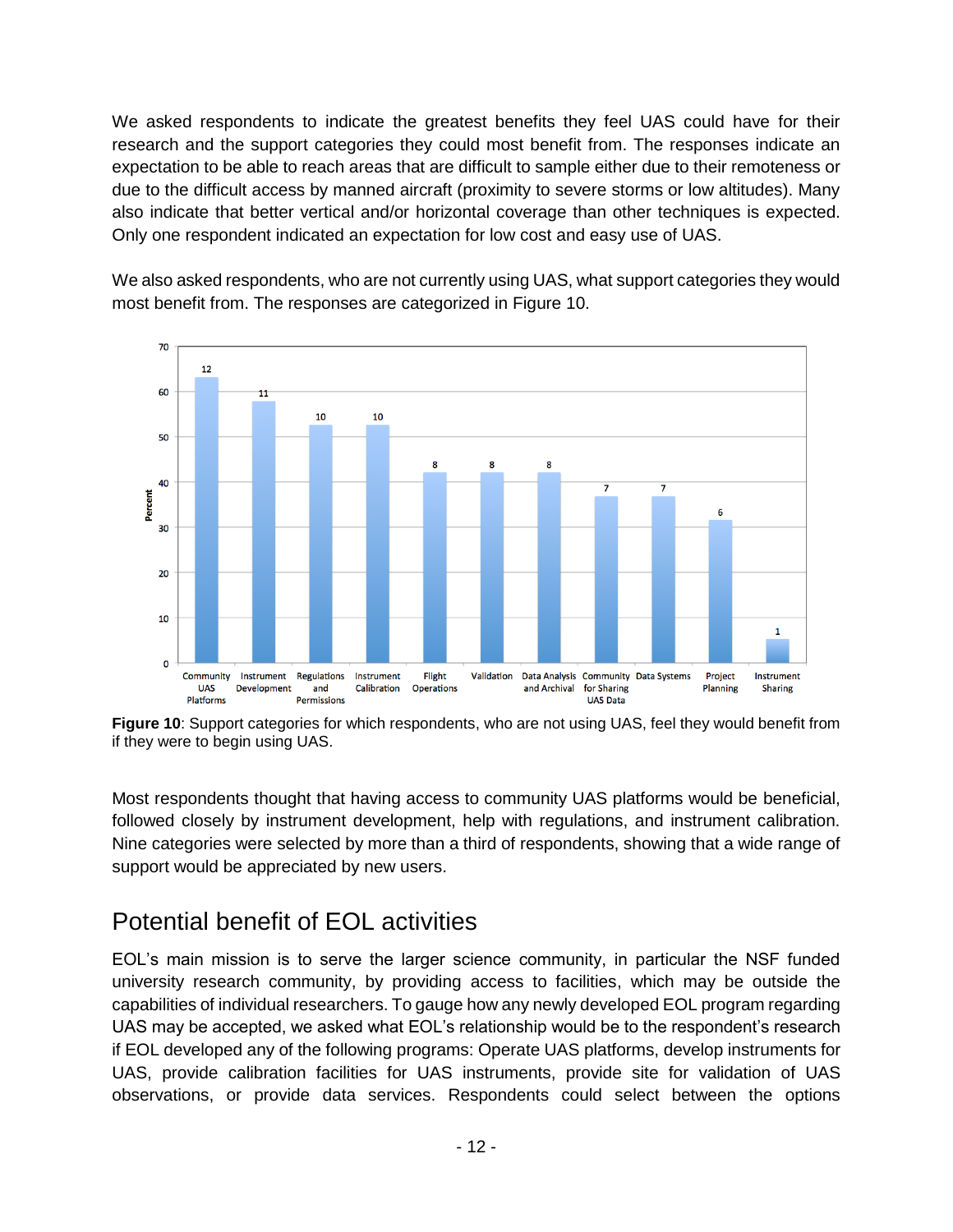We asked respondents to indicate the greatest benefits they feel UAS could have for their research and the support categories they could most benefit from. The responses indicate an expectation to be able to reach areas that are difficult to sample either due to their remoteness or due to the difficult access by manned aircraft (proximity to severe storms or low altitudes). Many also indicate that better vertical and/or horizontal coverage than other techniques is expected. Only one respondent indicated an expectation for low cost and easy use of UAS.

We also asked respondents, who are not currently using UAS, what support categories they would most benefit from. The responses are categorized in Figure 10.

**Figure 10**: Support categories for which respondents, who are not using UAS, feel they would benefit from if they were to begin using UAS.

Most respondents thought that having access to community UAS platforms would be beneficial, followed closely by instrument development, help with regulations, and instrument calibration. Nine categories were selected by more than a third of respondents, showing that a wide range of support would be appreciated by new users.

## Potential benefit of EOL activities

EOL's main mission is to serve the larger science community, in particular the NSF funded university research community, by providing access to facilities, which may be outside the capabilities of individual researchers. To gauge how any newly developed EOL program regarding UAS may be accepted, we asked what EOL's relationship would be to the respondent's research if EOL developed any of the following programs: Operate UAS platforms, develop instruments for UAS, provide calibration facilities for UAS instruments, provide site for validation of UAS observations, or provide data services. Respondents could select between the options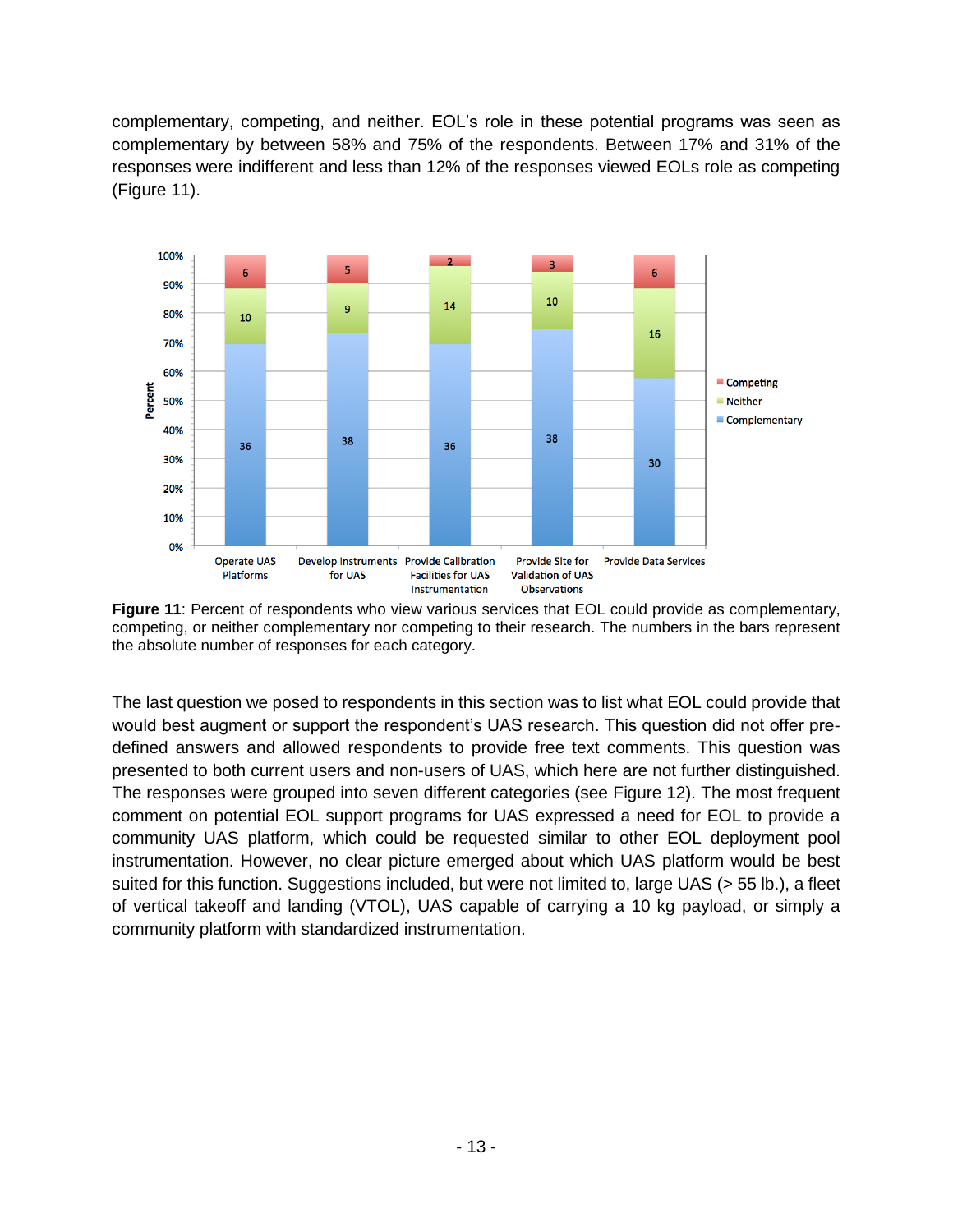complementary, competing, and neither. EOL's role in these potential programs was seen as complementary by between 58% and 75% of the respondents. Between 17% and 31% of the responses were indifferent and less than 12% of the responses viewed EOLs role as competing (Figure 11).

| | Operate UAS Platforms | Develop Instruments for UAS | Provide Calibration Facilities for UAS Instrumentation | Provide Site for Validation of UAS Observations | Provide Data Services |
|---|---|---|---|---|---|
| Competing | 6 | 5 | 2 | 3 | 6 |
| Neither | 10 | 9 | 14 | 10 | 16 |
| Complementary | 36 | 38 | 36 | 38 | 30 |

**Figure 11**: Percent of respondents who view various services that EOL could provide as complementary, competing, or neither complementary nor competing to their research. The numbers in the bars represent the absolute number of responses for each category.

The last question we posed to respondents in this section was to list what EOL could provide that would best augment or support the respondent's UAS research. This question did not offer pre-defined answers and allowed respondents to provide free text comments. This question was presented to both current users and non-users of UAS, which here are not further distinguished. The responses were grouped into seven different categories (see Figure 12). The most frequent comment on potential EOL support programs for UAS expressed a need for EOL to provide a community UAS platform, which could be requested similar to other EOL deployment pool instrumentation. However, no clear picture emerged about which UAS platform would be best suited for this function. Suggestions included, but were not limited to, large UAS (> 55 lb.), a fleet of vertical takeoff and landing (VTOL), UAS capable of carrying a 10 kg payload, or simply a community platform with standardized instrumentation.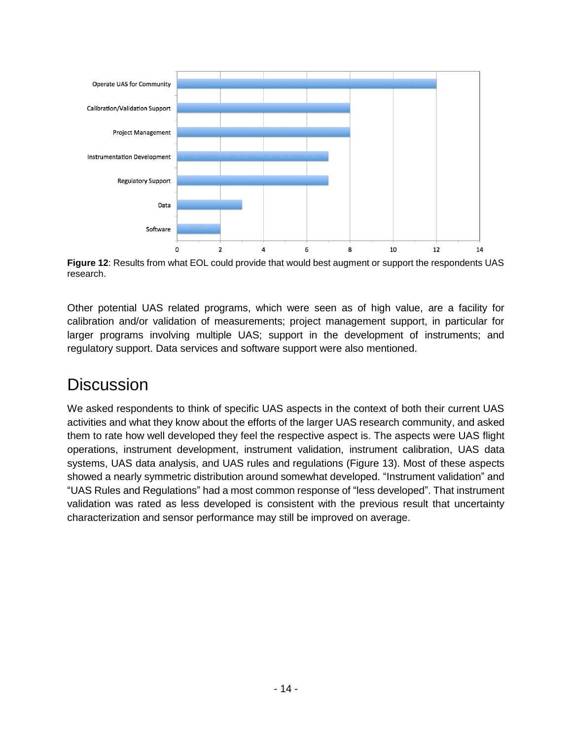**Figure 12**: Results from what EOL could provide that would best augment or support the respondents UAS research.

Other potential UAS related programs, which were seen as of high value, are a facility for calibration and/or validation of measurements; project management support, in particular for larger programs involving multiple UAS; support in the development of instruments; and regulatory support. Data services and software support were also mentioned.

## Discussion

We asked respondents to think of specific UAS aspects in the context of both their current UAS activities and what they know about the efforts of the larger UAS research community, and asked them to rate how well developed they feel the respective aspect is. The aspects were UAS flight operations, instrument development, instrument validation, instrument calibration, UAS data systems, UAS data analysis, and UAS rules and regulations (Figure 13). Most of these aspects showed a nearly symmetric distribution around somewhat developed. "Instrument validation" and "UAS Rules and Regulations" had a most common response of "less developed". That instrument validation was rated as less developed is consistent with the previous result that uncertainty characterization and sensor performance may still be improved on average.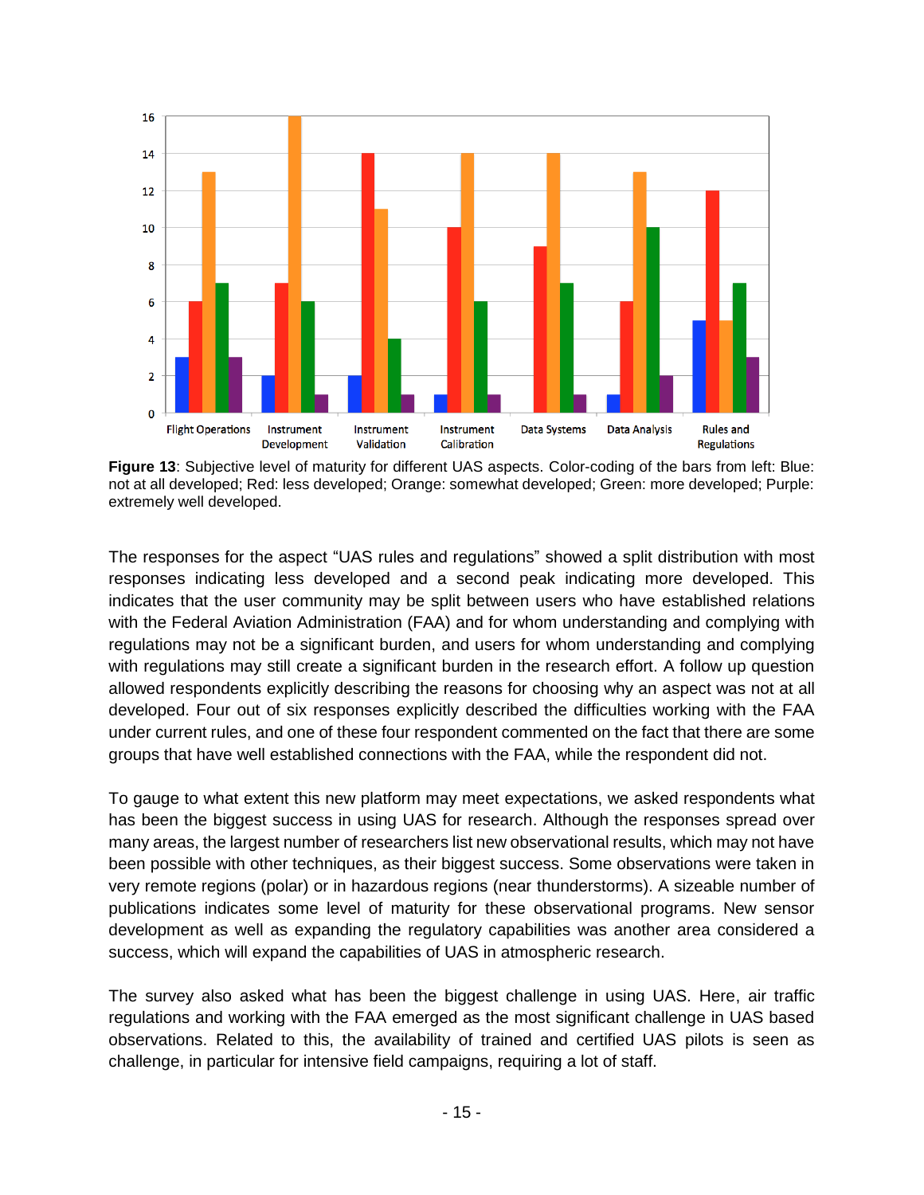**Figure 13**: Subjective level of maturity for different UAS aspects. Color-coding of the bars from left: Blue: not at all developed; Red: less developed; Orange: somewhat developed; Green: more developed; Purple: extremely well developed.

The responses for the aspect "UAS rules and regulations" showed a split distribution with most responses indicating less developed and a second peak indicating more developed. This indicates that the user community may be split between users who have established relations with the Federal Aviation Administration (FAA) and for whom understanding and complying with regulations may not be a significant burden, and users for whom understanding and complying with regulations may still create a significant burden in the research effort. A follow up question allowed respondents explicitly describing the reasons for choosing why an aspect was not at all developed. Four out of six responses explicitly described the difficulties working with the FAA under current rules, and one of these four respondent commented on the fact that there are some groups that have well established connections with the FAA, while the respondent did not.

To gauge to what extent this new platform may meet expectations, we asked respondents what has been the biggest success in using UAS for research. Although the responses spread over many areas, the largest number of researchers list new observational results, which may not have been possible with other techniques, as their biggest success. Some observations were taken in very remote regions (polar) or in hazardous regions (near thunderstorms). A sizeable number of publications indicates some level of maturity for these observational programs. New sensor development as well as expanding the regulatory capabilities was another area considered a success, which will expand the capabilities of UAS in atmospheric research.

The survey also asked what has been the biggest challenge in using UAS. Here, air traffic regulations and working with the FAA emerged as the most significant challenge in UAS based observations. Related to this, the availability of trained and certified UAS pilots is seen as challenge, in particular for intensive field campaigns, requiring a lot of staff.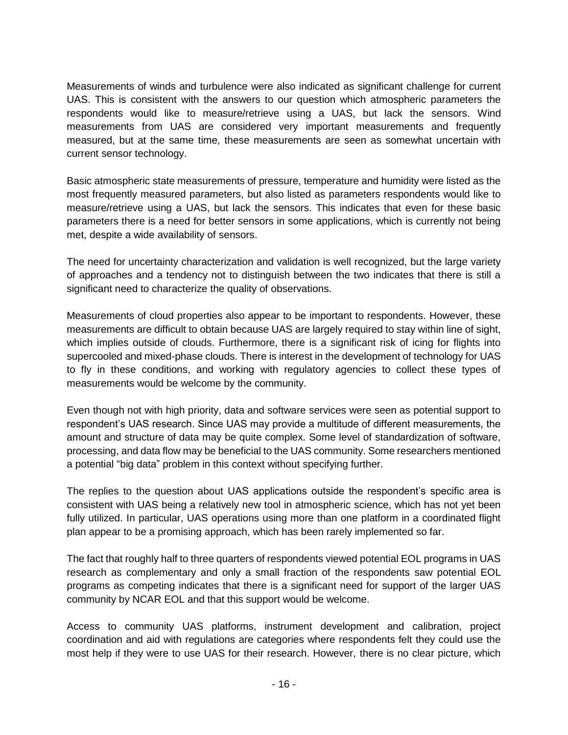Measurements of winds and turbulence were also indicated as significant challenge for current UAS. This is consistent with the answers to our question which atmospheric parameters the respondents would like to measure/retrieve using a UAS, but lack the sensors. Wind measurements from UAS are considered very important measurements and frequently measured, but at the same time, these measurements are seen as somewhat uncertain with current sensor technology.

Basic atmospheric state measurements of pressure, temperature and humidity were listed as the most frequently measured parameters, but also listed as parameters respondents would like to measure/retrieve using a UAS, but lack the sensors. This indicates that even for these basic parameters there is a need for better sensors in some applications, which is currently not being met, despite a wide availability of sensors.

The need for uncertainty characterization and validation is well recognized, but the large variety of approaches and a tendency not to distinguish between the two indicates that there is still a significant need to characterize the quality of observations.

Measurements of cloud properties also appear to be important to respondents. However, these measurements are difficult to obtain because UAS are largely required to stay within line of sight, which implies outside of clouds. Furthermore, there is a significant risk of icing for flights into supercooled and mixed-phase clouds. There is interest in the development of technology for UAS to fly in these conditions, and working with regulatory agencies to collect these types of measurements would be welcome by the community.

Even though not with high priority, data and software services were seen as potential support to respondent's UAS research. Since UAS may provide a multitude of different measurements, the amount and structure of data may be quite complex. Some level of standardization of software, processing, and data flow may be beneficial to the UAS community. Some researchers mentioned a potential "big data" problem in this context without specifying further.

The replies to the question about UAS applications outside the respondent's specific area is consistent with UAS being a relatively new tool in atmospheric science, which has not yet been fully utilized. In particular, UAS operations using more than one platform in a coordinated flight plan appear to be a promising approach, which has been rarely implemented so far.

The fact that roughly half to three quarters of respondents viewed potential EOL programs in UAS research as complementary and only a small fraction of the respondents saw potential EOL programs as competing indicates that there is a significant need for support of the larger UAS community by NCAR EOL and that this support would be welcome.

Access to community UAS platforms, instrument development and calibration, project coordination and aid with regulations are categories where respondents felt they could use the most help if they were to use UAS for their research. However, there is no clear picture, which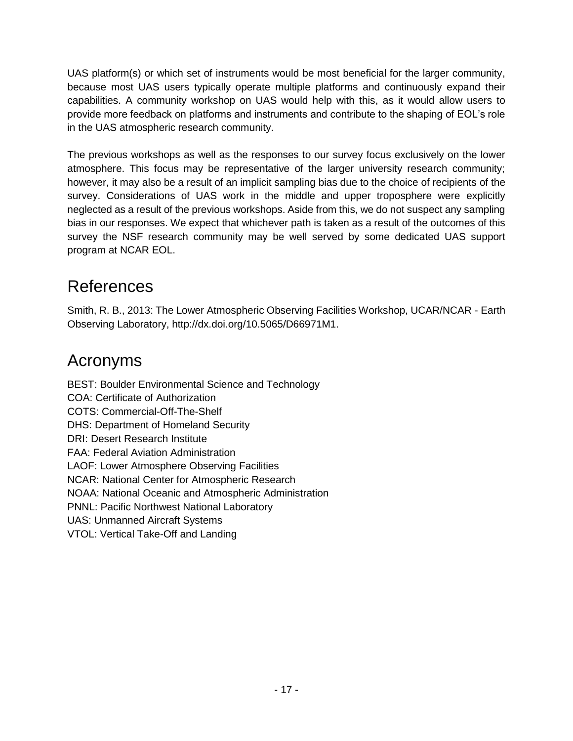UAS platform(s) or which set of instruments would be most beneficial for the larger community, because most UAS users typically operate multiple platforms and continuously expand their capabilities. A community workshop on UAS would help with this, as it would allow users to provide more feedback on platforms and instruments and contribute to the shaping of EOL's role in the UAS atmospheric research community.

The previous workshops as well as the responses to our survey focus exclusively on the lower atmosphere. This focus may be representative of the larger university research community; however, it may also be a result of an implicit sampling bias due to the choice of recipients of the survey. Considerations of UAS work in the middle and upper troposphere were explicitly neglected as a result of the previous workshops. Aside from this, we do not suspect any sampling bias in our responses. We expect that whichever path is taken as a result of the outcomes of this survey the NSF research community may be well served by some dedicated UAS support program at NCAR EOL.

# References

Smith, R. B., 2013: The Lower Atmospheric Observing Facilities Workshop, UCAR/NCAR - Earth Observing Laboratory, http://dx.doi.org/10.5065/D66971M1.

# Acronyms

BEST: Boulder Environmental Science and Technology
COA: Certificate of Authorization
COTS: Commercial-Off-The-Shelf
DHS: Department of Homeland Security
DRI: Desert Research Institute
FAA: Federal Aviation Administration
LAOF: Lower Atmosphere Observing Facilities
NCAR: National Center for Atmospheric Research
NOAA: National Oceanic and Atmospheric Administration
PNNL: Pacific Northwest National Laboratory
UAS: Unmanned Aircraft Systems
VTOL: Vertical Take-Off and Landing